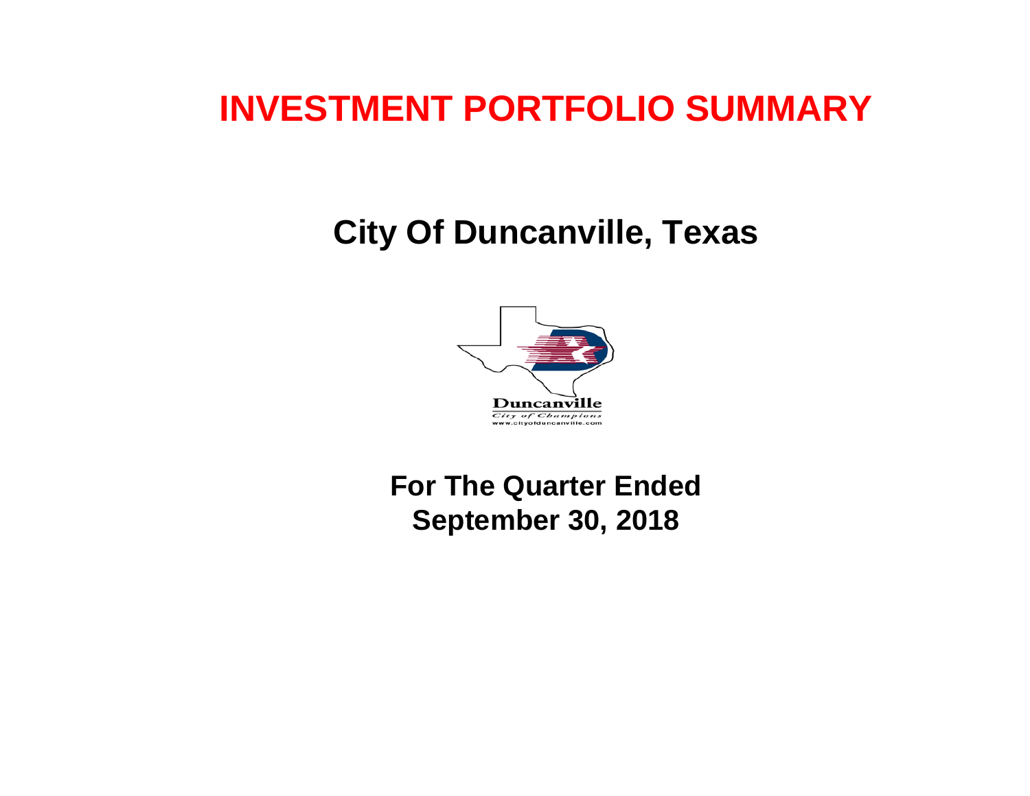# INVESTMENT PORTFOLIO SUMMARY

## City Of Duncanville, Texas

Duncanville

*City of Champions*

www.cityofduncanville.com

**For The Quarter Ended**
**September 30, 2018**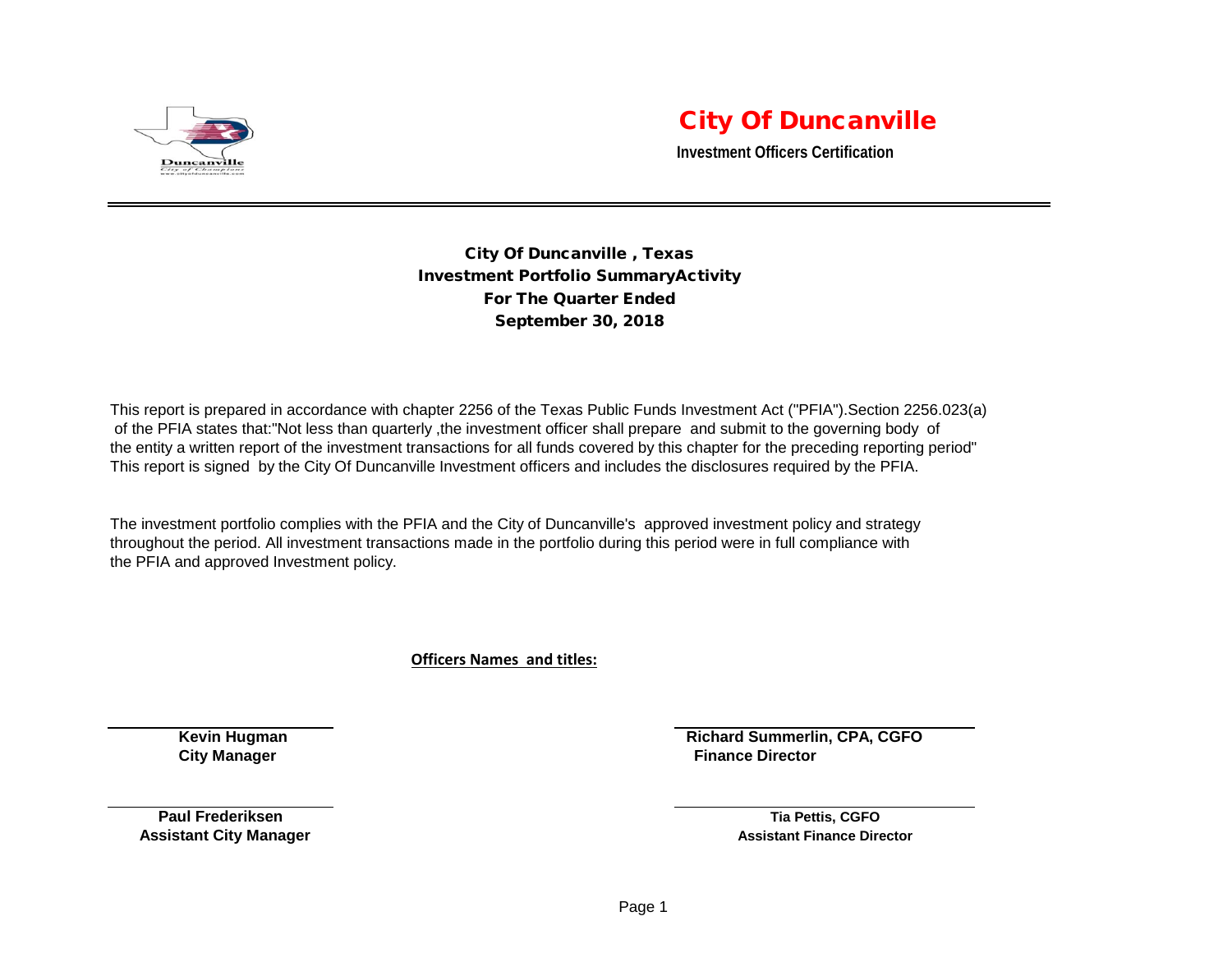# City Of Duncanville

**Investment Officers Certification**

---

## City Of Duncanville , Texas
## Investment Portfolio SummaryActivity
## For The Quarter Ended
## September 30, 2018

This report is prepared in accordance with chapter 2256 of the Texas Public Funds Investment Act ("PFIA").Section 2256.023(a) of the PFIA states that:"Not less than quarterly ,the investment officer shall prepare and submit to the governing body of the entity a written report of the investment transactions for all funds covered by this chapter for the preceding reporting period" This report is signed by the City Of Duncanville Investment officers and includes the disclosures required by the PFIA.

The investment portfolio complies with the PFIA and the City of Duncanville's approved investment policy and strategy throughout the period. All investment transactions made in the portfolio during this period were in full compliance with the PFIA and approved Investment policy.

**Officers Names and titles:**

| | |
|---|---|
| **Kevin Hugman**<br>**City Manager** | **Richard Summerlin, CPA, CGFO**<br>**Finance Director** |
| **Paul Frederiksen**<br>**Assistant City Manager** | **Tia Pettis, CGFO**<br>**Assistant Finance Director** |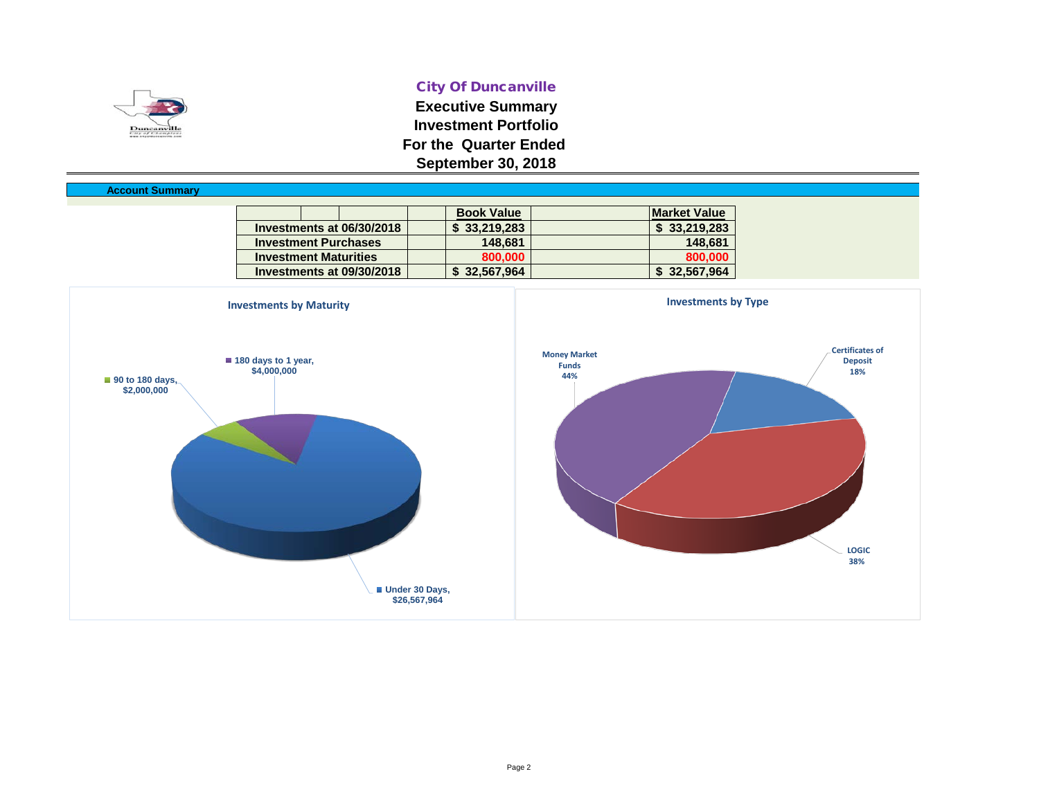# City Of Duncanville

## Executive Summary
## Investment Portfolio
## For the Quarter Ended
## September 30, 2018

**Account Summary**

| | Book Value | Market Value |
|---|---|---|
| **Investments at 06/30/2018** | $ 33,219,283 | $ 33,219,283 |
| **Investment Purchases** | 148,681 | 148,681 |
| **Investment Maturities** | 800,000 | 800,000 |
| **Investments at 09/30/2018** | $ 32,567,964 | $ 32,567,964 |

**Investments by Maturity**

- 180 days to 1 year, $4,000,000
- 90 to 180 days, $2,000,000
- Under 30 Days, $26,567,964

**Investments by Type**

- Money Market Funds 44%
- Certificates of Deposit 18%
- LOGIC 38%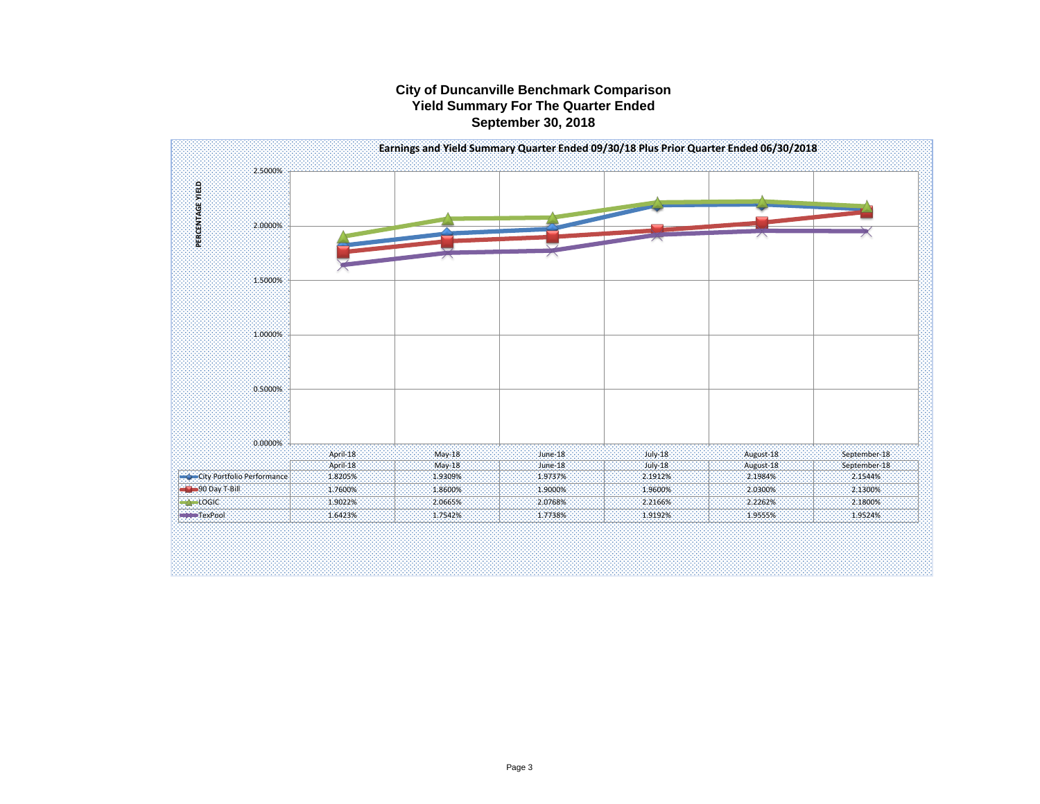# City of Duncanville Benchmark Comparison
## Yield Summary For The Quarter Ended
## September 30, 2018

**Earnings and Yield Summary Quarter Ended 09/30/18 Plus Prior Quarter Ended 06/30/2018**

PERCENTAGE YIELD

| | April-18 | May-18 | June-18 | July-18 | August-18 | September-18 |
|---|---|---|---|---|---|---|
| City Portfolio Performance | 1.8205% | 1.9309% | 1.9737% | 2.1912% | 2.1984% | 2.1544% |
| 90 Day T-Bill | 1.7600% | 1.8600% | 1.9000% | 1.9600% | 2.0300% | 2.1300% |
| LOGIC | 1.9022% | 2.0665% | 2.0768% | 2.2166% | 2.2262% | 2.1800% |
| TexPool | 1.6423% | 1.7542% | 1.7738% | 1.9192% | 1.9555% | 1.9524% |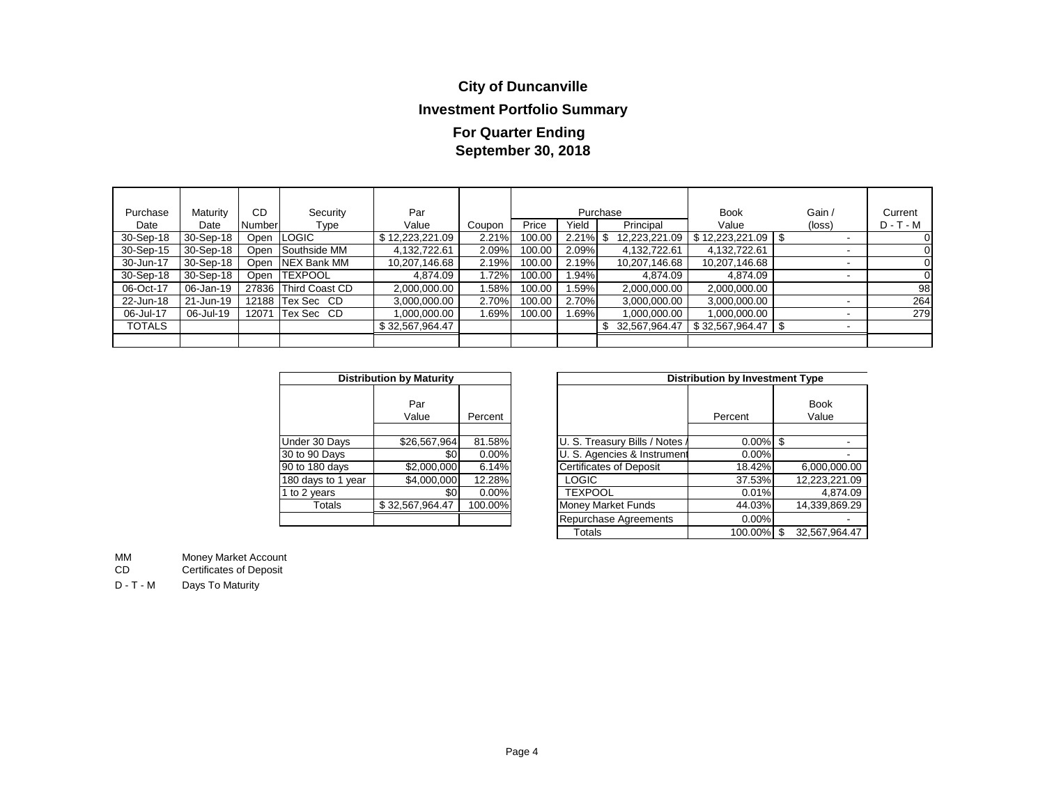# City of Duncanville

## Investment Portfolio Summary

### For Quarter Ending September 30, 2018

| Purchase Date | Maturity Date | CD Number | Security Type | Par Value | Coupon | Purchase Price | Purchase Yield | Purchase Principal | Book Value | Gain / (loss) | Current D - T - M |
|---|---|---|---|---|---|---|---|---|---|---|---|
| 30-Sep-18 | 30-Sep-18 | Open | LOGIC | $ 12,223,221.09 | 2.21% | 100.00 | 2.21% | $ 12,223,221.09 | $ 12,223,221.09 | $ - | 0 |
| 30-Sep-15 | 30-Sep-18 | Open | Southside MM | 4,132,722.61 | 2.09% | 100.00 | 2.09% | 4,132,722.61 | 4,132,722.61 | - | 0 |
| 30-Jun-17 | 30-Sep-18 | Open | NEX Bank MM | 10,207,146.68 | 2.19% | 100.00 | 2.19% | 10,207,146.68 | 10,207,146.68 | - | 0 |
| 30-Sep-18 | 30-Sep-18 | Open | TEXPOOL | 4,874.09 | 1.72% | 100.00 | 1.94% | 4,874.09 | 4,874.09 | - | 0 |
| 06-Oct-17 | 06-Jan-19 | 27836 | Third Coast CD | 2,000,000.00 | 1.58% | 100.00 | 1.59% | 2,000,000.00 | 2,000,000.00 | | 98 |
| 22-Jun-18 | 21-Jun-19 | 12188 | Tex Sec CD | 3,000,000.00 | 2.70% | 100.00 | 2.70% | 3,000,000.00 | 3,000,000.00 | - | 264 |
| 06-Jul-17 | 06-Jul-19 | 12071 | Tex Sec CD | 1,000,000.00 | 1.69% | 100.00 | 1.69% | 1,000,000.00 | 1,000,000.00 | - | 279 |
| TOTALS | | | | $ 32,567,964.47 | | | | $ 32,567,964.47 | $ 32,567,964.47 | $ - | |

| Distribution by Maturity | Par Value | Percent |
|---|---|---|
| Under 30 Days | $26,567,964 | 81.58% |
| 30 to 90 Days | $0 | 0.00% |
| 90 to 180 days | $2,000,000 | 6.14% |
| 180 days to 1 year | $4,000,000 | 12.28% |
| 1 to 2 years | $0 | 0.00% |
| Totals | $ 32,567,964.47 | 100.00% |

| Distribution by Investment Type | Percent | Book Value |
|---|---|---|
| U. S. Treasury Bills / Notes / | 0.00% | $ - |
| U. S. Agencies & Instrument | 0.00% | - |
| Certificates of Deposit | 18.42% | 6,000,000.00 |
| LOGIC | 37.53% | 12,223,221.09 |
| TEXPOOL | 0.01% | 4,874.09 |
| Money Market Funds | 44.03% | 14,339,869.29 |
| Repurchase Agreements | 0.00% | - |
| Totals | 100.00% | $ 32,567,964.47 |

MM — Money Market Account
CD — Certificates of Deposit
D - T - M — Days To Maturity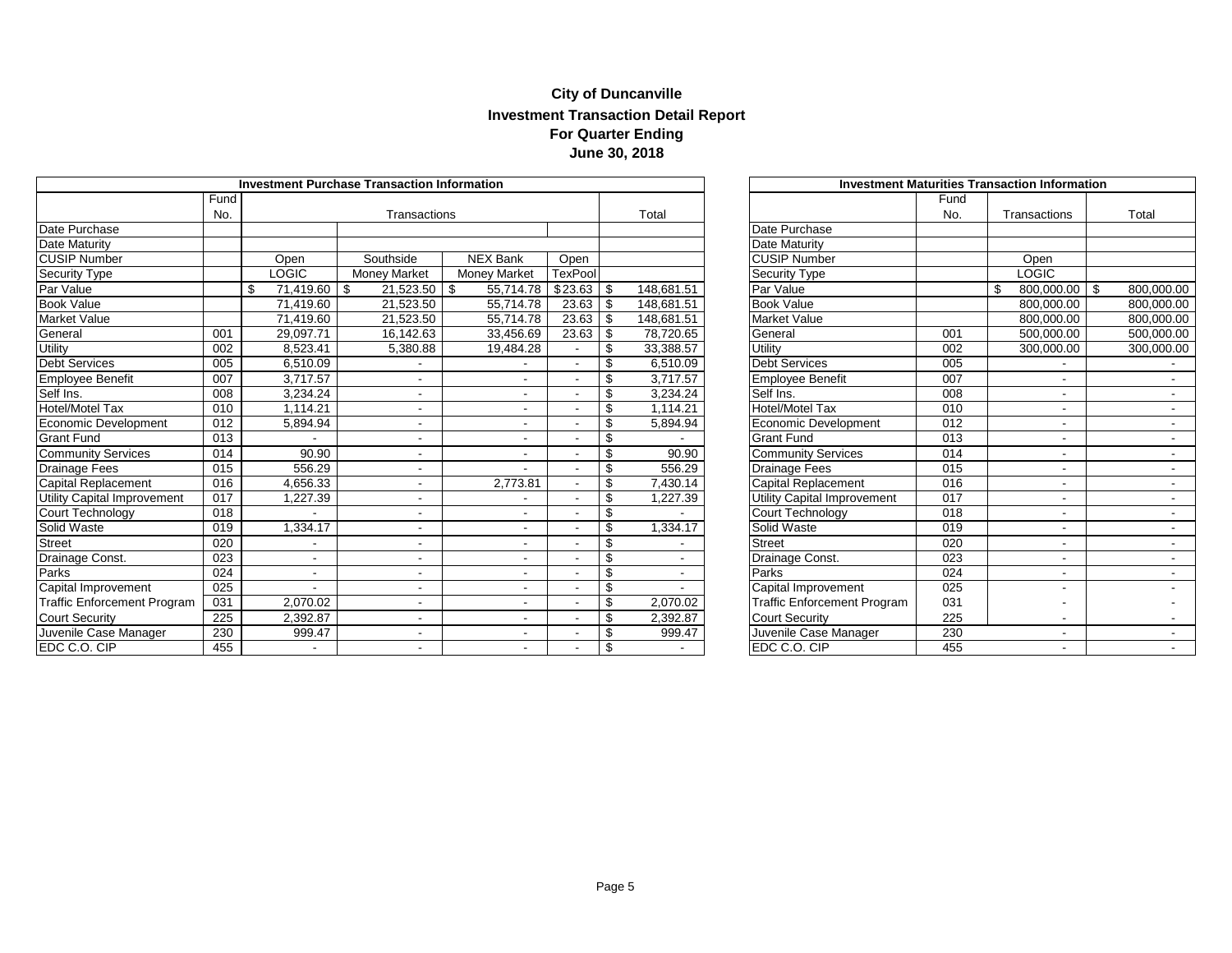# City of Duncanville

## Investment Transaction Detail Report

### For Quarter Ending

### June 30, 2018

| Investment Purchase Transaction Information | | | | | | |
|---|---|---|---|---|---|---|
| | Fund No. | Transactions | | | | Total |
| Date Purchase | | | | | | |
| Date Maturity | | | | | | |
| CUSIP Number | | Open | Southside | NEX Bank | Open | |
| Security Type | | LOGIC | Money Market | Money Market | TexPool | |
| Par Value | | $ 71,419.60 | $ 21,523.50 | $ 55,714.78 | $ 23.63 | $ 148,681.51 |
| Book Value | | 71,419.60 | 21,523.50 | 55,714.78 | 23.63 | $ 148,681.51 |
| Market Value | | 71,419.60 | 21,523.50 | 55,714.78 | 23.63 | $ 148,681.51 |
| General | 001 | 29,097.71 | 16,142.63 | 33,456.69 | 23.63 | $ 78,720.65 |
| Utility | 002 | 8,523.41 | 5,380.88 | 19,484.28 | - | $ 33,388.57 |
| Debt Services | 005 | 6,510.09 | - | - | - | $ 6,510.09 |
| Employee Benefit | 007 | 3,717.57 | - | - | - | $ 3,717.57 |
| Self Ins. | 008 | 3,234.24 | - | - | - | $ 3,234.24 |
| Hotel/Motel Tax | 010 | 1,114.21 | - | - | - | $ 1,114.21 |
| Economic Development | 012 | 5,894.94 | - | - | - | $ 5,894.94 |
| Grant Fund | 013 | - | - | - | - | $ - |
| Community Services | 014 | 90.90 | - | - | - | $ 90.90 |
| Drainage Fees | 015 | 556.29 | - | - | - | $ 556.29 |
| Capital Replacement | 016 | 4,656.33 | - | 2,773.81 | - | $ 7,430.14 |
| Utility Capital Improvement | 017 | 1,227.39 | - | - | - | $ 1,227.39 |
| Court Technology | 018 | - | - | - | - | $ - |
| Solid Waste | 019 | 1,334.17 | - | - | - | $ 1,334.17 |
| Street | 020 | - | - | - | - | $ - |
| Drainage Const. | 023 | - | - | - | - | $ - |
| Parks | 024 | - | - | - | - | $ - |
| Capital Improvement | 025 | - | - | - | - | $ - |
| Traffic Enforcement Program | 031 | 2,070.02 | - | - | - | $ 2,070.02 |
| Court Security | 225 | 2,392.87 | - | - | - | $ 2,392.87 |
| Juvenile Case Manager | 230 | 999.47 | - | - | - | $ 999.47 |
| EDC C.O. CIP | 455 | - | - | - | - | $ - |

| Investment Maturities Transaction Information | | | |
|---|---|---|---|
| | Fund No. | Transactions | Total |
| Date Purchase | | | |
| Date Maturity | | | |
| CUSIP Number | | Open | |
| Security Type | | LOGIC | |
| Par Value | | $ 800,000.00 | $ 800,000.00 |
| Book Value | | 800,000.00 | 800,000.00 |
| Market Value | | 800,000.00 | 800,000.00 |
| General | 001 | 500,000.00 | 500,000.00 |
| Utility | 002 | 300,000.00 | 300,000.00 |
| Debt Services | 005 | - | - |
| Employee Benefit | 007 | - | - |
| Self Ins. | 008 | - | - |
| Hotel/Motel Tax | 010 | - | - |
| Economic Development | 012 | - | - |
| Grant Fund | 013 | - | - |
| Community Services | 014 | - | - |
| Drainage Fees | 015 | - | - |
| Capital Replacement | 016 | - | - |
| Utility Capital Improvement | 017 | - | - |
| Court Technology | 018 | - | - |
| Solid Waste | 019 | - | - |
| Street | 020 | - | - |
| Drainage Const. | 023 | - | - |
| Parks | 024 | - | - |
| Capital Improvement | 025 | - | - |
| Traffic Enforcement Program | 031 | - | - |
| Court Security | 225 | - | - |
| Juvenile Case Manager | 230 | - | - |
| EDC C.O. CIP | 455 | - | - |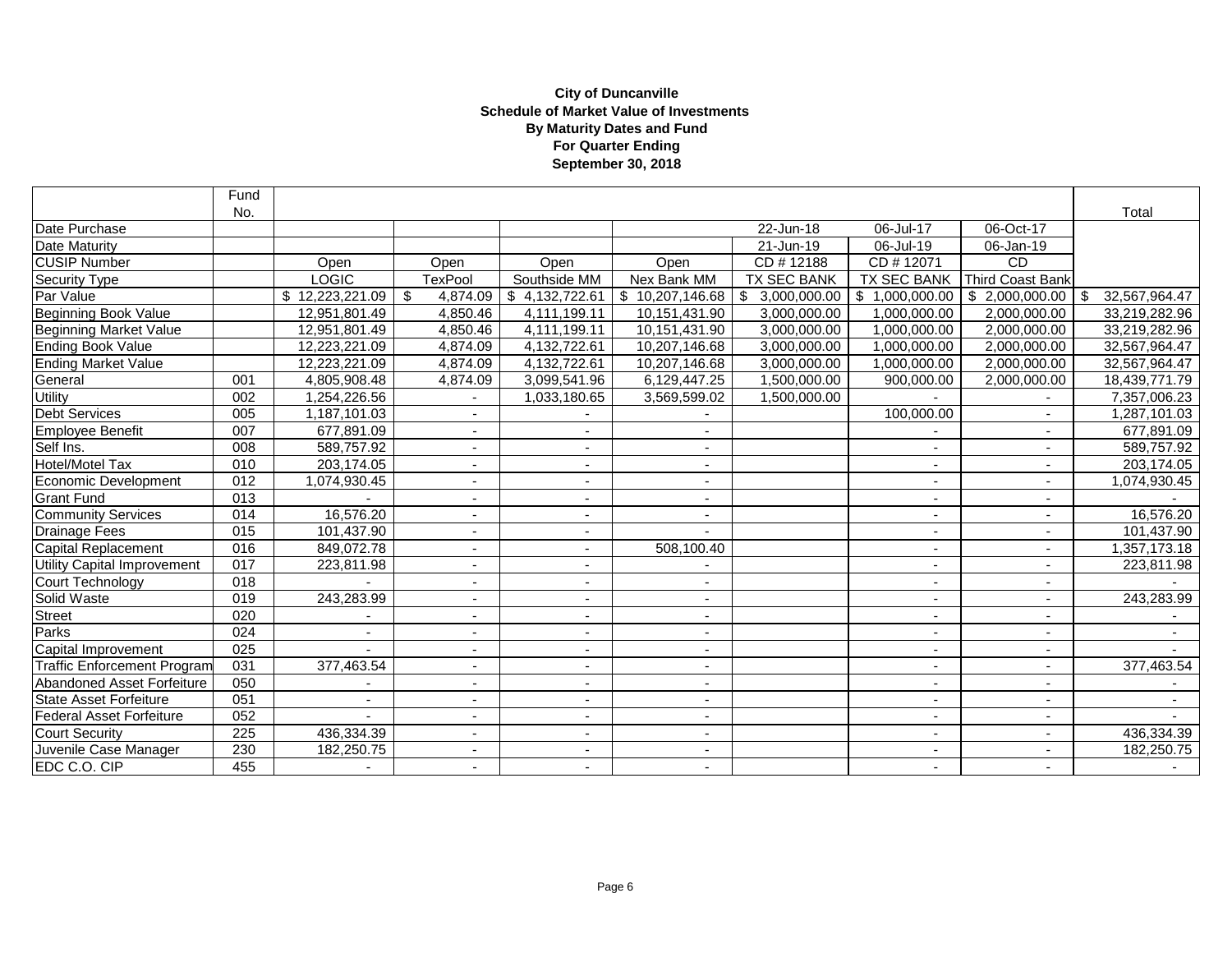**City of Duncanville**
**Schedule of Market Value of Investments**
**By Maturity Dates and Fund**
**For Quarter Ending**
**September 30, 2018**

| | Fund No. | | | | | | | | Total |
|---|---|---|---|---|---|---|---|---|---|
| Date Purchase | | | | | | 22-Jun-18 | 06-Jul-17 | 06-Oct-17 | |
| Date Maturity | | | | | | 21-Jun-19 | 06-Jul-19 | 06-Jan-19 | |
| CUSIP Number | | Open | Open | Open | Open | CD # 12188 | CD # 12071 | CD | |
| Security Type | | LOGIC | TexPool | Southside MM | Nex Bank MM | TX SEC BANK | TX SEC BANK | Third Coast Bank | |
| Par Value | | $ 12,223,221.09 | $ 4,874.09 | $ 4,132,722.61 | $ 10,207,146.68 | $ 3,000,000.00 | $ 1,000,000.00 | $ 2,000,000.00 | $ 32,567,964.47 |
| Beginning Book Value | | 12,951,801.49 | 4,850.46 | 4,111,199.11 | 10,151,431.90 | 3,000,000.00 | 1,000,000.00 | 2,000,000.00 | 33,219,282.96 |
| Beginning Market Value | | 12,951,801.49 | 4,850.46 | 4,111,199.11 | 10,151,431.90 | 3,000,000.00 | 1,000,000.00 | 2,000,000.00 | 33,219,282.96 |
| Ending Book Value | | 12,223,221.09 | 4,874.09 | 4,132,722.61 | 10,207,146.68 | 3,000,000.00 | 1,000,000.00 | 2,000,000.00 | 32,567,964.47 |
| Ending Market Value | | 12,223,221.09 | 4,874.09 | 4,132,722.61 | 10,207,146.68 | 3,000,000.00 | 1,000,000.00 | 2,000,000.00 | 32,567,964.47 |
| General | 001 | 4,805,908.48 | 4,874.09 | 3,099,541.96 | 6,129,447.25 | 1,500,000.00 | 900,000.00 | 2,000,000.00 | 18,439,771.79 |
| Utility | 002 | 1,254,226.56 | - | 1,033,180.65 | 3,569,599.02 | 1,500,000.00 | - | - | 7,357,006.23 |
| Debt Services | 005 | 1,187,101.03 | - | - | - | | 100,000.00 | - | 1,287,101.03 |
| Employee Benefit | 007 | 677,891.09 | - | - | - | | - | - | 677,891.09 |
| Self Ins. | 008 | 589,757.92 | - | - | - | | - | - | 589,757.92 |
| Hotel/Motel Tax | 010 | 203,174.05 | - | - | - | | - | - | 203,174.05 |
| Economic Development | 012 | 1,074,930.45 | - | - | - | | - | - | 1,074,930.45 |
| Grant Fund | 013 | - | - | - | - | | - | - | - |
| Community Services | 014 | 16,576.20 | - | - | - | | - | - | 16,576.20 |
| Drainage Fees | 015 | 101,437.90 | - | - | - | | - | - | 101,437.90 |
| Capital Replacement | 016 | 849,072.78 | - | - | 508,100.40 | | - | - | 1,357,173.18 |
| Utility Capital Improvement | 017 | 223,811.98 | - | - | - | | - | - | 223,811.98 |
| Court Technology | 018 | - | - | - | - | | - | - | - |
| Solid Waste | 019 | 243,283.99 | - | - | - | | - | - | 243,283.99 |
| Street | 020 | - | - | - | - | | - | - | - |
| Parks | 024 | - | - | - | - | | - | - | - |
| Capital Improvement | 025 | - | - | - | - | | - | - | - |
| Traffic Enforcement Program | 031 | 377,463.54 | - | - | - | | - | - | 377,463.54 |
| Abandoned Asset Forfeiture | 050 | - | - | - | - | | - | - | - |
| State Asset Forfeiture | 051 | - | - | - | - | | - | - | - |
| Federal Asset Forfeiture | 052 | - | - | - | - | | - | - | - |
| Court Security | 225 | 436,334.39 | - | - | - | | - | - | 436,334.39 |
| Juvenile Case Manager | 230 | 182,250.75 | - | - | - | | - | - | 182,250.75 |
| EDC C.O. CIP | 455 | - | - | - | - | | - | - | - |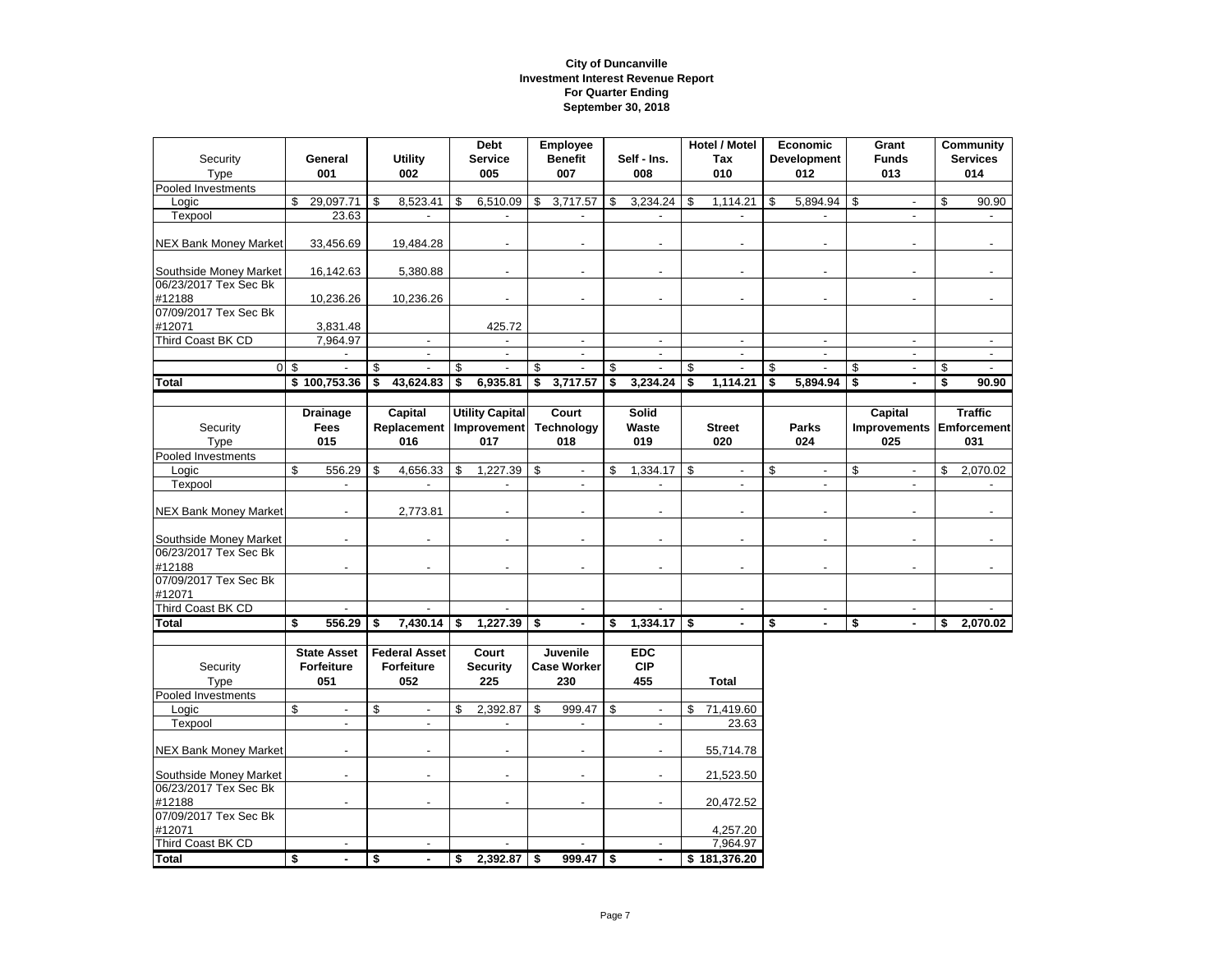**City of Duncanville**
**Investment Interest Revenue Report**
**For Quarter Ending**
**September 30, 2018**

| Security Type | General 001 | Utility 002 | Debt Service 005 | Employee Benefit 007 | Self - Ins. 008 | Hotel / Motel Tax 010 | Economic Development 012 | Grant Funds 013 | Community Services 014 |
|---|---|---|---|---|---|---|---|---|---|
| Pooled Investments | | | | | | | | | |
| Logic | $ 29,097.71 | $ 8,523.41 | $ 6,510.09 | $ 3,717.57 | $ 3,234.24 | $ 1,114.21 | $ 5,894.94 | $ - | $ 90.90 |
| Texpool | 23.63 | - | - | - | - | - | - | - | - |
| NEX Bank Money Market | 33,456.69 | 19,484.28 | - | - | - | - | - | - | - |
| Southside Money Market | 16,142.63 | 5,380.88 | - | - | - | - | - | - | - |
| 06/23/2017 Tex Sec Bk #12188 | 10,236.26 | 10,236.26 | - | - | - | - | - | - | - |
| 07/09/2017 Tex Sec Bk #12071 | 3,831.48 | | 425.72 | | | | | | |
| Third Coast BK CD | 7,964.97 | - | - | - | - | - | - | - | - |
| | - | - | - | - | - | - | - | - | - |
| 0 | $ - | $ - | $ - | $ - | $ - | $ - | $ - | $ - | $ - |
| **Total** | **$ 100,753.36** | **$ 43,624.83** | **$ 6,935.81** | **$ 3,717.57** | **$ 3,234.24** | **$ 1,114.21** | **$ 5,894.94** | **$ -** | **$ 90.90** |

| Security Type | Drainage Fees 015 | Capital Replacement 016 | Utility Capital Improvement 017 | Court Technology 018 | Solid Waste 019 | Street 020 | Parks 024 | Capital Improvements 025 | Traffic Emforcement 031 |
|---|---|---|---|---|---|---|---|---|---|
| Pooled Investments | | | | | | | | | |
| Logic | $ 556.29 | $ 4,656.33 | $ 1,227.39 | $ - | $ 1,334.17 | $ - | $ - | $ - | $ 2,070.02 |
| Texpool | - | - | - | - | - | - | - | - | - |
| NEX Bank Money Market | - | 2,773.81 | - | - | - | - | - | - | - |
| Southside Money Market | - | - | - | - | - | - | - | - | - |
| 06/23/2017 Tex Sec Bk #12188 | - | - | - | - | - | - | - | - | - |
| 07/09/2017 Tex Sec Bk #12071 | | | | | | | | | |
| Third Coast BK CD | - | - | - | - | - | - | - | - | - |
| **Total** | **$ 556.29** | **$ 7,430.14** | **$ 1,227.39** | **$ -** | **$ 1,334.17** | **$ -** | **$ -** | **$ -** | **$ 2,070.02** |

| Security Type | State Asset Forfeiture 051 | Federal Asset Forfeiture 052 | Court Security 225 | Juvenile Case Worker 230 | EDC CIP 455 | Total |
|---|---|---|---|---|---|---|
| Pooled Investments | | | | | | |
| Logic | $ - | $ - | $ 2,392.87 | $ 999.47 | $ - | $ 71,419.60 |
| Texpool | - | - | - | - | - | 23.63 |
| NEX Bank Money Market | - | - | - | - | - | 55,714.78 |
| Southside Money Market | - | - | - | - | - | 21,523.50 |
| 06/23/2017 Tex Sec Bk #12188 | - | - | - | - | - | 20,472.52 |
| 07/09/2017 Tex Sec Bk #12071 | | | | | | 4,257.20 |
| Third Coast BK CD | - | - | - | - | - | 7,964.97 |
| **Total** | **$ -** | **$ -** | **$ 2,392.87** | **$ 999.47** | **$ -** | **$ 181,376.20** |